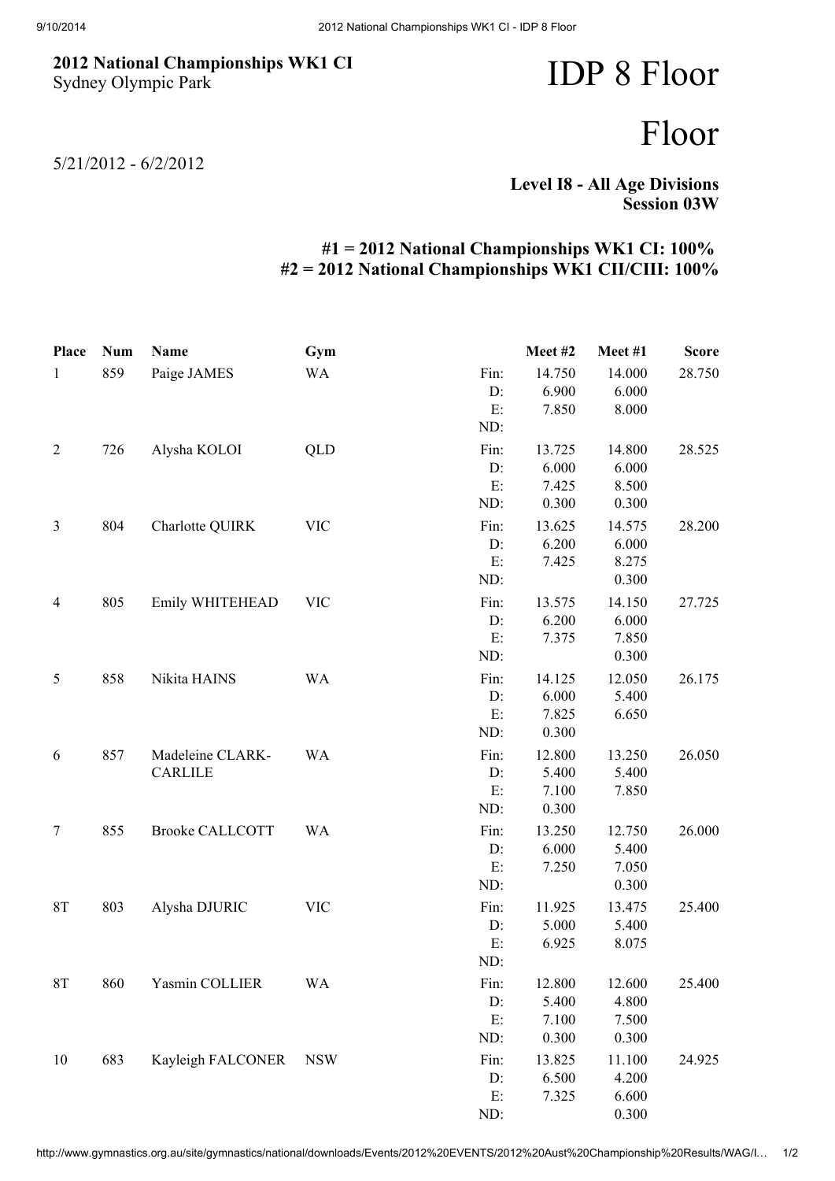**2012 National Championships WK1 CI**
Sydney Olympic Park

5/21/2012 - 6/2/2012

# IDP 8 Floor

# Floor

**Level I8 - All Age Divisions**
**Session 03W**

**#1 = 2012 National Championships WK1 CI: 100%**
**#2 = 2012 National Championships WK1 CII/CIII: 100%**

| Place | Num | Name | Gym | | Meet #2 | Meet #1 | Score |
|---|---|---|---|---|---|---|---|
| 1 | 859 | Paige JAMES | WA | Fin: | 14.750 | 14.000 | 28.750 |
| | | | | D: | 6.900 | 6.000 | |
| | | | | E: | 7.850 | 8.000 | |
| | | | | ND: | | | |
| 2 | 726 | Alysha KOLOI | QLD | Fin: | 13.725 | 14.800 | 28.525 |
| | | | | D: | 6.000 | 6.000 | |
| | | | | E: | 7.425 | 8.500 | |
| | | | | ND: | 0.300 | 0.300 | |
| 3 | 804 | Charlotte QUIRK | VIC | Fin: | 13.625 | 14.575 | 28.200 |
| | | | | D: | 6.200 | 6.000 | |
| | | | | E: | 7.425 | 8.275 | |
| | | | | ND: | | 0.300 | |
| 4 | 805 | Emily WHITEHEAD | VIC | Fin: | 13.575 | 14.150 | 27.725 |
| | | | | D: | 6.200 | 6.000 | |
| | | | | E: | 7.375 | 7.850 | |
| | | | | ND: | | 0.300 | |
| 5 | 858 | Nikita HAINS | WA | Fin: | 14.125 | 12.050 | 26.175 |
| | | | | D: | 6.000 | 5.400 | |
| | | | | E: | 7.825 | 6.650 | |
| | | | | ND: | 0.300 | | |
| 6 | 857 | Madeleine CLARK-CARLILE | WA | Fin: | 12.800 | 13.250 | 26.050 |
| | | | | D: | 5.400 | 5.400 | |
| | | | | E: | 7.100 | 7.850 | |
| | | | | ND: | 0.300 | | |
| 7 | 855 | Brooke CALLCOTT | WA | Fin: | 13.250 | 12.750 | 26.000 |
| | | | | D: | 6.000 | 5.400 | |
| | | | | E: | 7.250 | 7.050 | |
| | | | | ND: | | 0.300 | |
| 8T | 803 | Alysha DJURIC | VIC | Fin: | 11.925 | 13.475 | 25.400 |
| | | | | D: | 5.000 | 5.400 | |
| | | | | E: | 6.925 | 8.075 | |
| | | | | ND: | | | |
| 8T | 860 | Yasmin COLLIER | WA | Fin: | 12.800 | 12.600 | 25.400 |
| | | | | D: | 5.400 | 4.800 | |
| | | | | E: | 7.100 | 7.500 | |
| | | | | ND: | 0.300 | 0.300 | |
| 10 | 683 | Kayleigh FALCONER | NSW | Fin: | 13.825 | 11.100 | 24.925 |
| | | | | D: | 6.500 | 4.200 | |
| | | | | E: | 7.325 | 6.600 | |
| | | | | ND: | | 0.300 | |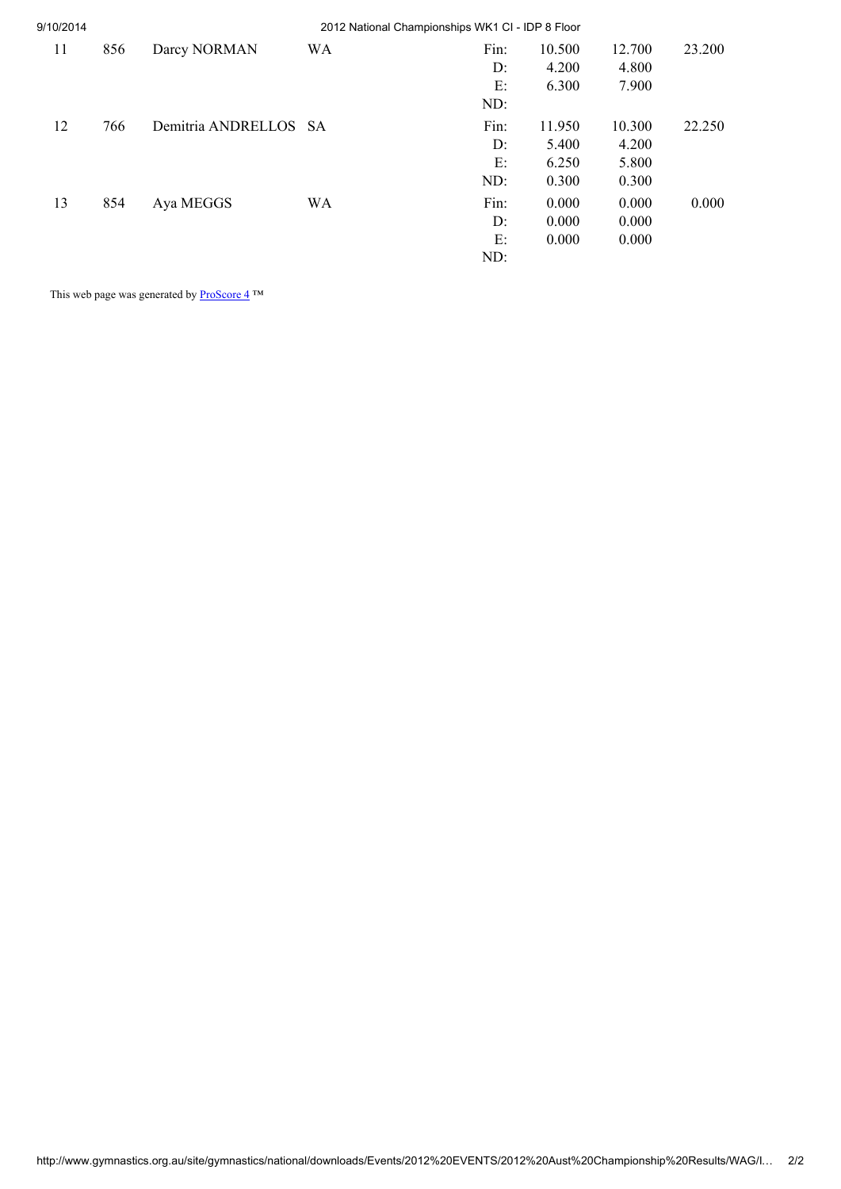| | | | | | | | |
|---|---|---|---|---|---|---|---|
| 11 | 856 | Darcy NORMAN | WA | Fin: | 10.500 | 12.700 | 23.200 |
| | | | | D: | 4.200 | 4.800 | |
| | | | | E: | 6.300 | 7.900 | |
| | | | | ND: | | | |
| 12 | 766 | Demitria ANDRELLOS | SA | Fin: | 11.950 | 10.300 | 22.250 |
| | | | | D: | 5.400 | 4.200 | |
| | | | | E: | 6.250 | 5.800 | |
| | | | | ND: | 0.300 | 0.300 | |
| 13 | 854 | Aya MEGGS | WA | Fin: | 0.000 | 0.000 | 0.000 |
| | | | | D: | 0.000 | 0.000 | |
| | | | | E: | 0.000 | 0.000 | |
| | | | | ND: | | | |

This web page was generated by ProScore 4 ™